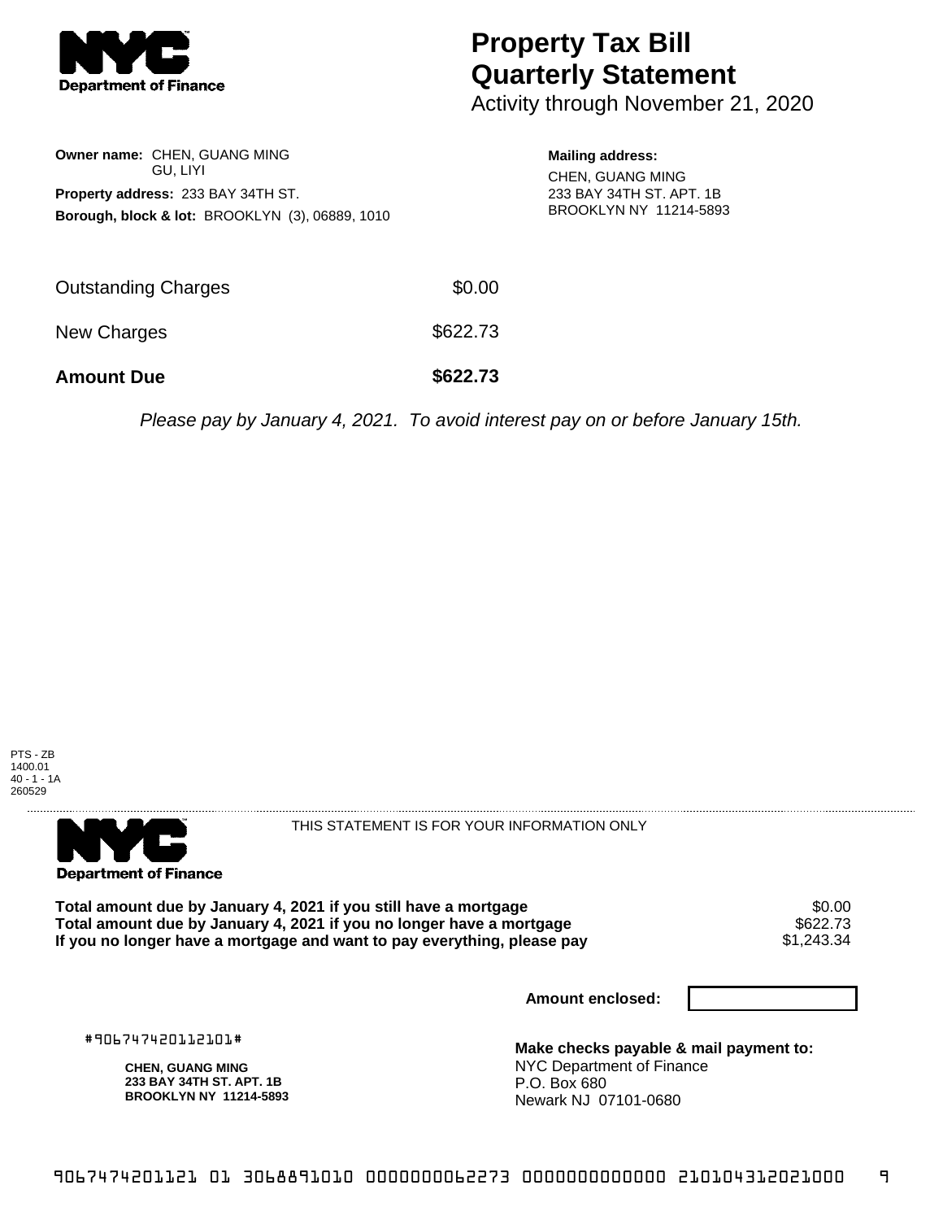NYC Department of Finance

# Property Tax Bill Quarterly Statement

Activity through November 21, 2020

**Owner name:** CHEN, GUANG MING
GU, LIYI

**Property address:** 233 BAY 34TH ST.

**Borough, block & lot:** BROOKLYN (3), 06889, 1010

**Mailing address:**
CHEN, GUANG MING
233 BAY 34TH ST. APT. 1B
BROOKLYN NY 11214-5893

| | |
|---|---|
| Outstanding Charges | $0.00 |
| New Charges | $622.73 |
| **Amount Due** | **$622.73** |

*Please pay by January 4, 2021. To avoid interest pay on or before January 15th.*

PTS - ZB
1400.01
40 - 1 - 1A
260529

NYC Department of Finance

THIS STATEMENT IS FOR YOUR INFORMATION ONLY

| | |
|---|---|
| **Total amount due by January 4, 2021 if you still have a mortgage** | $0.00 |
| **Total amount due by January 4, 2021 if you no longer have a mortgage** | $622.73 |
| **If you no longer have a mortgage and want to pay everything, please pay** | $1,243.34 |

**Amount enclosed:**

#906747420112101#

**CHEN, GUANG MING**
**233 BAY 34TH ST. APT. 1B**
**BROOKLYN NY 11214-5893**

**Make checks payable & mail payment to:**
NYC Department of Finance
P.O. Box 680
Newark NJ 07101-0680

906747420112101 3068891010 0000000062273 0000000000000 210104312021000 9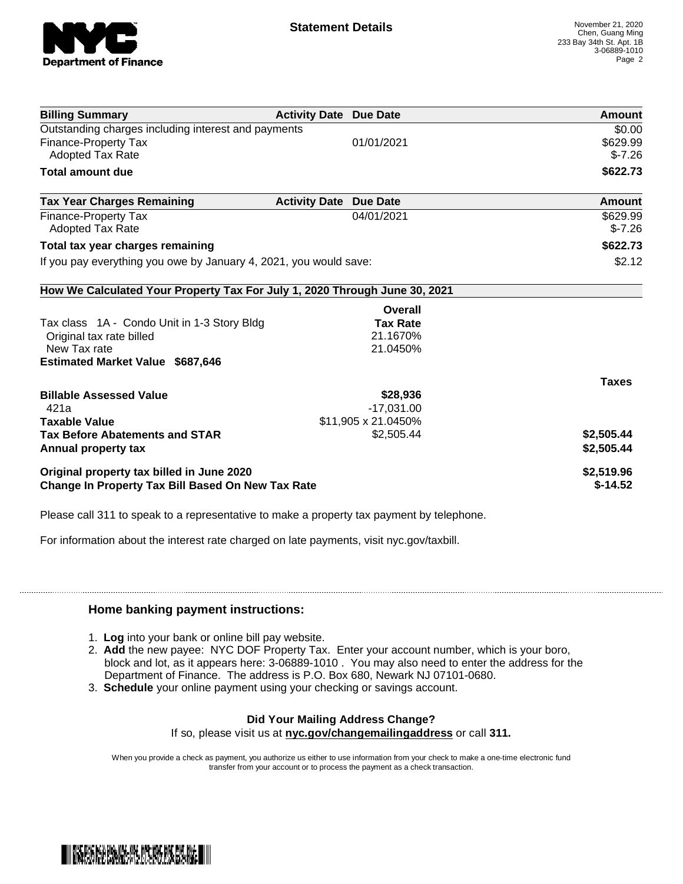## Statement Details

November 21, 2020
Chen, Guang Ming
233 Bay 34th St. Apt. 1B
3-06889-1010

| Billing Summary | Activity Date | Due Date | Amount |
|---|---|---|---|
| Outstanding charges including interest and payments | | | $0.00 |
| Finance-Property Tax | | 01/01/2021 | $629.99 |
| Adopted Tax Rate | | | $-7.26 |
| **Total amount due** | | | **$622.73** |

| Tax Year Charges Remaining | Activity Date | Due Date | Amount |
|---|---|---|---|
| Finance-Property Tax | | 04/01/2021 | $629.99 |
| Adopted Tax Rate | | | $-7.26 |
| **Total tax year charges remaining** | | | **$622.73** |
| If you pay everything you owe by January 4, 2021, you would save: | | | $2.12 |

### How We Calculated Your Property Tax For July 1, 2020 Through June 30, 2021

| | Overall Tax Rate | Taxes |
|---|---|---|
| Tax class 1A - Condo Unit in 1-3 Story Bldg | | |
| Original tax rate billed | 21.1670% | |
| New Tax rate | 21.0450% | |
| **Estimated Market Value $687,646** | | |
| **Billable Assessed Value** | **$28,936** | |
| 421a | -17,031.00 | |
| **Taxable Value** | $11,905 x 21.0450% | |
| **Tax Before Abatements and STAR** | $2,505.44 | **$2,505.44** |
| **Annual property tax** | | **$2,505.44** |
| **Original property tax billed in June 2020** | | **$2,519.96** |
| **Change In Property Tax Bill Based On New Tax Rate** | | **$-14.52** |

Please call 311 to speak to a representative to make a property tax payment by telephone.

For information about the interest rate charged on late payments, visit nyc.gov/taxbill.

### Home banking payment instructions:

1. **Log** into your bank or online bill pay website.
2. **Add** the new payee: NYC DOF Property Tax. Enter your account number, which is your boro, block and lot, as it appears here: 3-06889-1010 . You may also need to enter the address for the Department of Finance. The address is P.O. Box 680, Newark NJ 07101-0680.
3. **Schedule** your online payment using your checking or savings account.

**Did Your Mailing Address Change?**
If so, please visit us at **nyc.gov/changemailingaddress** or call **311.**

When you provide a check as payment, you authorize us either to use information from your check to make a one-time electronic fund transfer from your account or to process the payment as a check transaction.